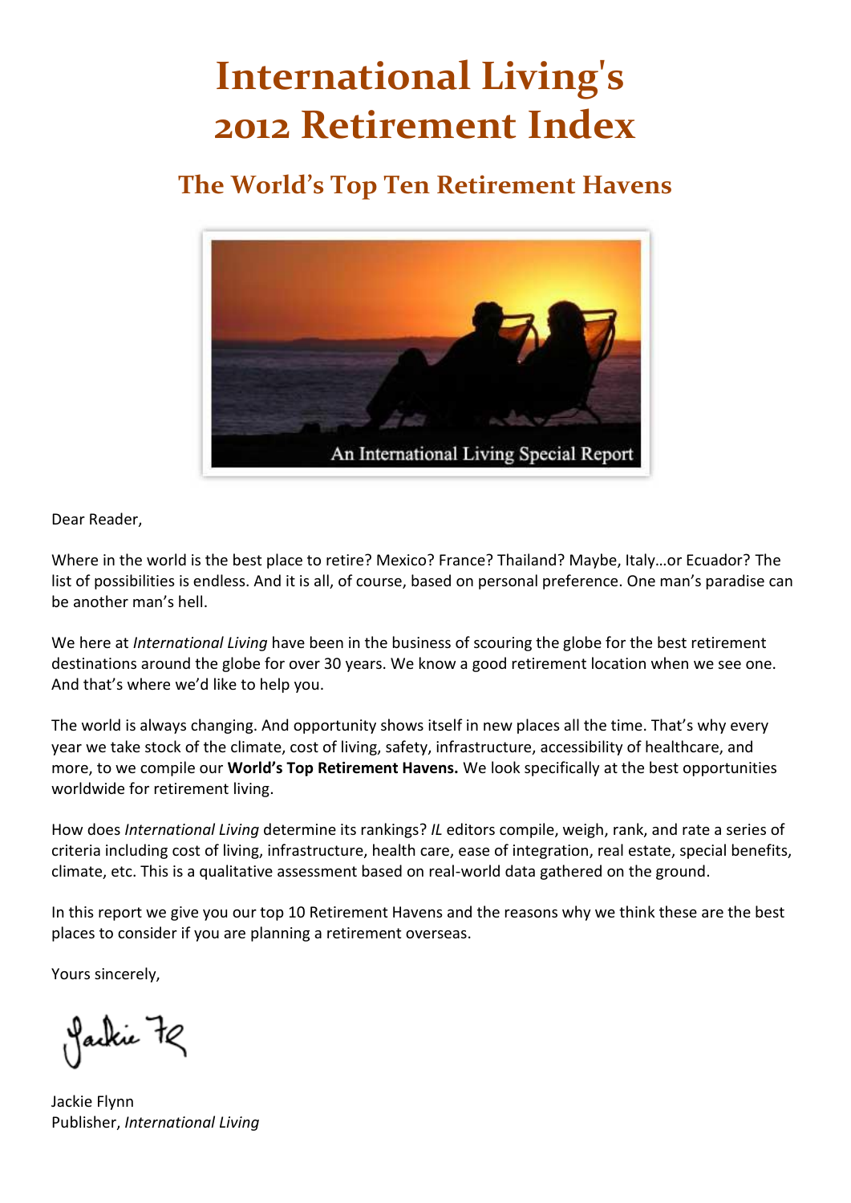# International Living's 2012 Retirement Index

## The World's Top Ten Retirement Havens

An International Living Special Report

Dear Reader,

Where in the world is the best place to retire? Mexico? France? Thailand? Maybe, Italy…or Ecuador? The list of possibilities is endless. And it is all, of course, based on personal preference. One man's paradise can be another man's hell.

We here at *International Living* have been in the business of scouring the globe for the best retirement destinations around the globe for over 30 years. We know a good retirement location when we see one. And that's where we'd like to help you.

The world is always changing. And opportunity shows itself in new places all the time. That's why every year we take stock of the climate, cost of living, safety, infrastructure, accessibility of healthcare, and more, to we compile our **World's Top Retirement Havens.** We look specifically at the best opportunities worldwide for retirement living.

How does *International Living* determine its rankings? *IL* editors compile, weigh, rank, and rate a series of criteria including cost of living, infrastructure, health care, ease of integration, real estate, special benefits, climate, etc. This is a qualitative assessment based on real-world data gathered on the ground.

In this report we give you our top 10 Retirement Havens and the reasons why we think these are the best places to consider if you are planning a retirement overseas.

Yours sincerely,

Jackie Flynn
Publisher, *International Living*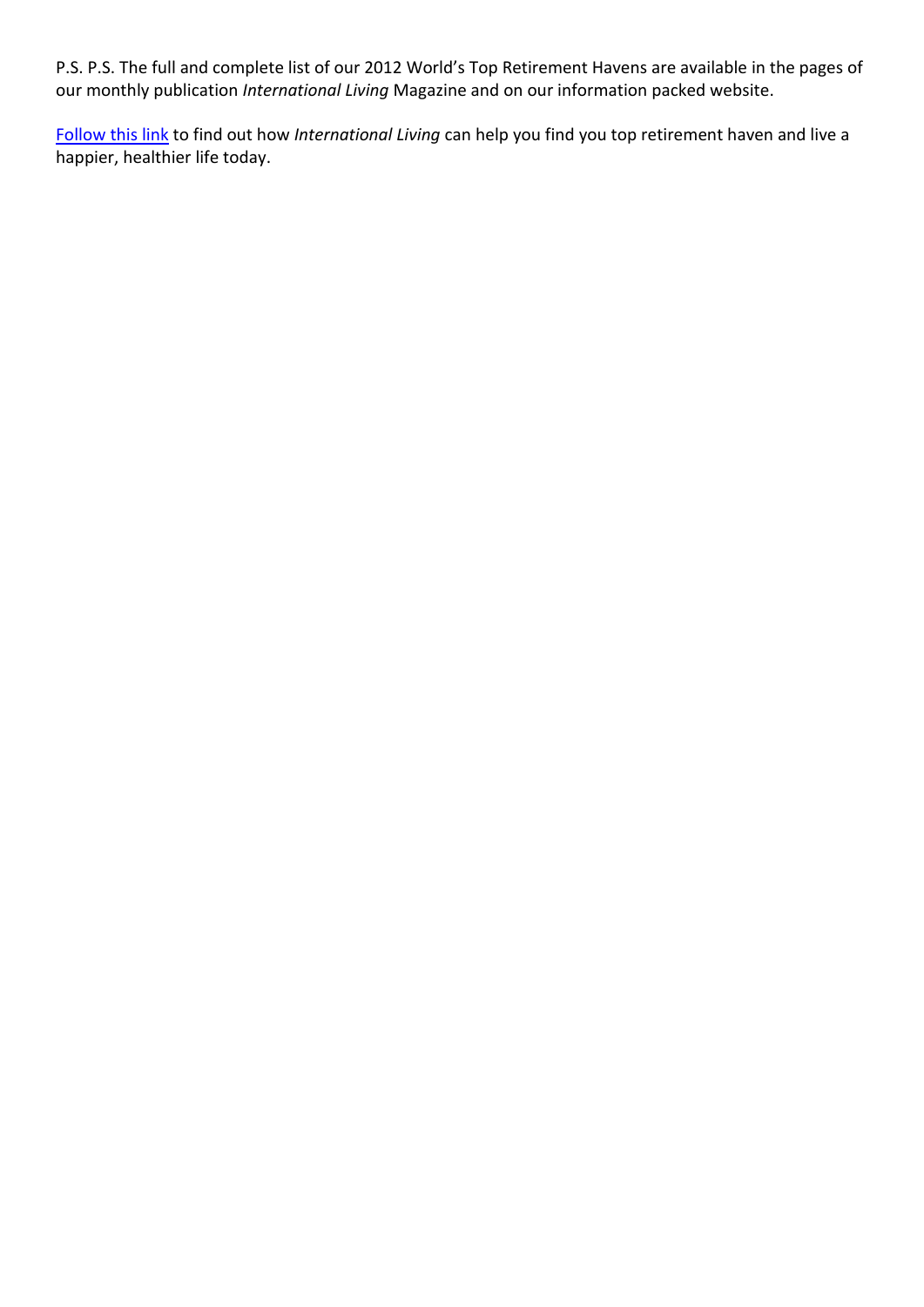P.S. P.S. The full and complete list of our 2012 World's Top Retirement Havens are available in the pages of our monthly publication *International Living* Magazine and on our information packed website.

Follow this link to find out how *International Living* can help you find you top retirement haven and live a happier, healthier life today.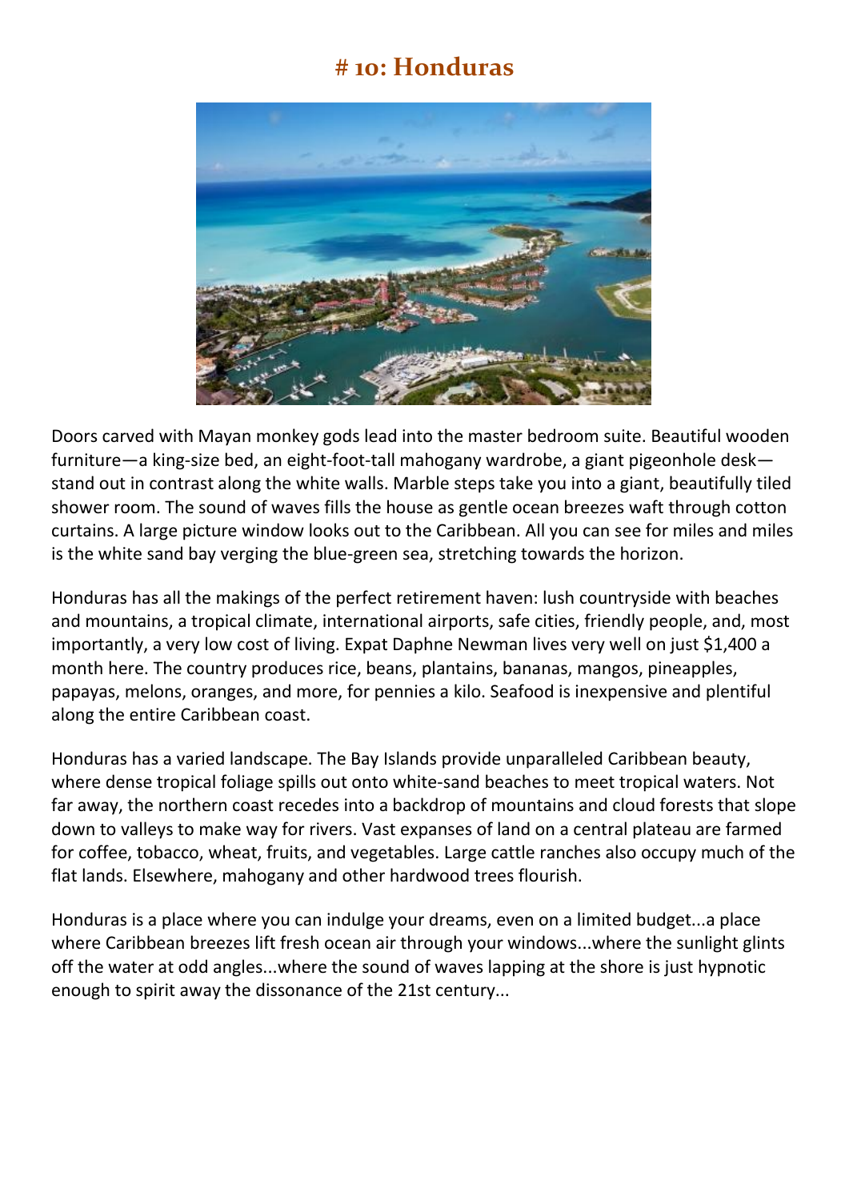# # 10: Honduras

Doors carved with Mayan monkey gods lead into the master bedroom suite. Beautiful wooden furniture—a king-size bed, an eight-foot-tall mahogany wardrobe, a giant pigeonhole desk—stand out in contrast along the white walls. Marble steps take you into a giant, beautifully tiled shower room. The sound of waves fills the house as gentle ocean breezes waft through cotton curtains. A large picture window looks out to the Caribbean. All you can see for miles and miles is the white sand bay verging the blue-green sea, stretching towards the horizon.

Honduras has all the makings of the perfect retirement haven: lush countryside with beaches and mountains, a tropical climate, international airports, safe cities, friendly people, and, most importantly, a very low cost of living. Expat Daphne Newman lives very well on just $1,400 a month here. The country produces rice, beans, plantains, bananas, mangos, pineapples, papayas, melons, oranges, and more, for pennies a kilo. Seafood is inexpensive and plentiful along the entire Caribbean coast.

Honduras has a varied landscape. The Bay Islands provide unparalleled Caribbean beauty, where dense tropical foliage spills out onto white-sand beaches to meet tropical waters. Not far away, the northern coast recedes into a backdrop of mountains and cloud forests that slope down to valleys to make way for rivers. Vast expanses of land on a central plateau are farmed for coffee, tobacco, wheat, fruits, and vegetables. Large cattle ranches also occupy much of the flat lands. Elsewhere, mahogany and other hardwood trees flourish.

Honduras is a place where you can indulge your dreams, even on a limited budget...a place where Caribbean breezes lift fresh ocean air through your windows...where the sunlight glints off the water at odd angles...where the sound of waves lapping at the shore is just hypnotic enough to spirit away the dissonance of the 21st century...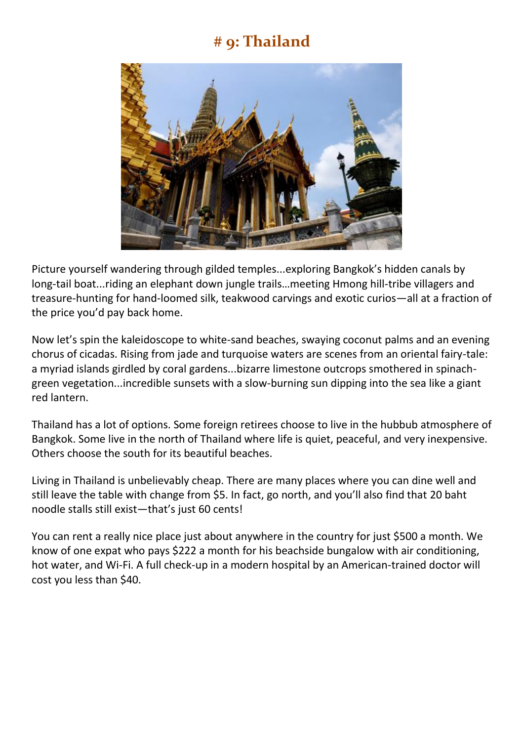# # 9: Thailand

Picture yourself wandering through gilded temples...exploring Bangkok's hidden canals by long-tail boat...riding an elephant down jungle trails…meeting Hmong hill-tribe villagers and treasure-hunting for hand-loomed silk, teakwood carvings and exotic curios—all at a fraction of the price you'd pay back home.

Now let's spin the kaleidoscope to white-sand beaches, swaying coconut palms and an evening chorus of cicadas. Rising from jade and turquoise waters are scenes from an oriental fairy-tale: a myriad islands girdled by coral gardens...bizarre limestone outcrops smothered in spinach-green vegetation...incredible sunsets with a slow-burning sun dipping into the sea like a giant red lantern.

Thailand has a lot of options. Some foreign retirees choose to live in the hubbub atmosphere of Bangkok. Some live in the north of Thailand where life is quiet, peaceful, and very inexpensive. Others choose the south for its beautiful beaches.

Living in Thailand is unbelievably cheap. There are many places where you can dine well and still leave the table with change from $5. In fact, go north, and you'll also find that 20 baht noodle stalls still exist—that's just 60 cents!

You can rent a really nice place just about anywhere in the country for just $500 a month. We know of one expat who pays $222 a month for his beachside bungalow with air conditioning, hot water, and Wi-Fi. A full check-up in a modern hospital by an American-trained doctor will cost you less than $40.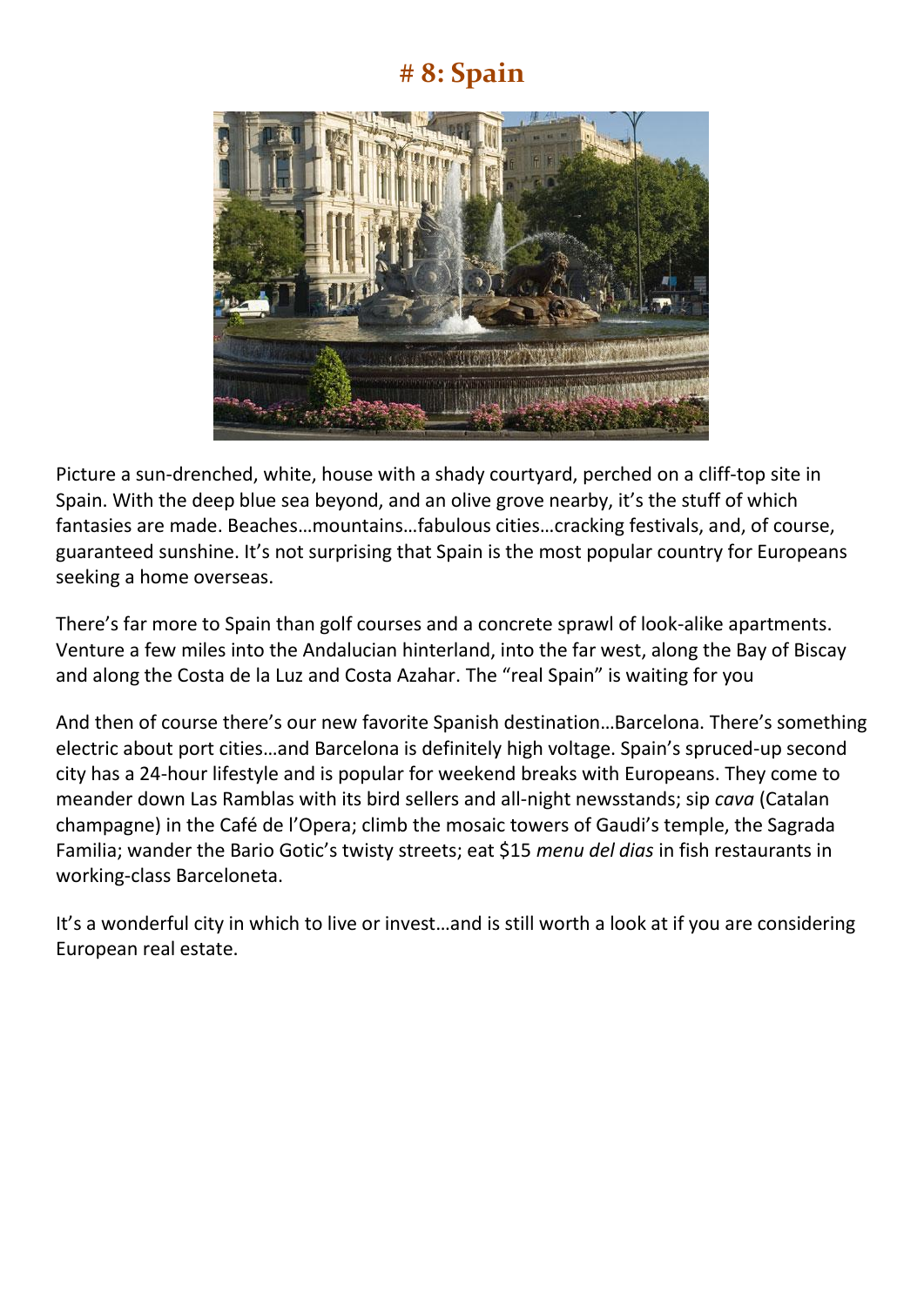# # 8: Spain

Picture a sun-drenched, white, house with a shady courtyard, perched on a cliff-top site in Spain. With the deep blue sea beyond, and an olive grove nearby, it's the stuff of which fantasies are made. Beaches…mountains…fabulous cities…cracking festivals, and, of course, guaranteed sunshine. It's not surprising that Spain is the most popular country for Europeans seeking a home overseas.

There's far more to Spain than golf courses and a concrete sprawl of look-alike apartments. Venture a few miles into the Andalucian hinterland, into the far west, along the Bay of Biscay and along the Costa de la Luz and Costa Azahar. The "real Spain" is waiting for you

And then of course there's our new favorite Spanish destination…Barcelona. There's something electric about port cities…and Barcelona is definitely high voltage. Spain's spruced-up second city has a 24-hour lifestyle and is popular for weekend breaks with Europeans. They come to meander down Las Ramblas with its bird sellers and all-night newsstands; sip *cava* (Catalan champagne) in the Café de l'Opera; climb the mosaic towers of Gaudi's temple, the Sagrada Familia; wander the Bario Gotic's twisty streets; eat $15 *menu del dias* in fish restaurants in working-class Barceloneta.

It's a wonderful city in which to live or invest…and is still worth a look at if you are considering European real estate.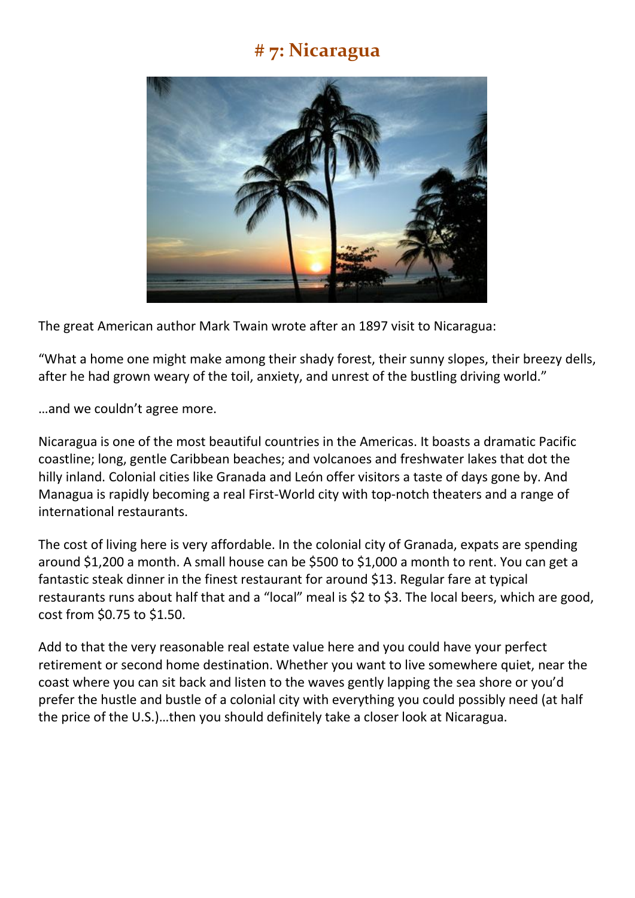# # 7: Nicaragua

The great American author Mark Twain wrote after an 1897 visit to Nicaragua:

"What a home one might make among their shady forest, their sunny slopes, their breezy dells, after he had grown weary of the toil, anxiety, and unrest of the bustling driving world."

…and we couldn't agree more.

Nicaragua is one of the most beautiful countries in the Americas. It boasts a dramatic Pacific coastline; long, gentle Caribbean beaches; and volcanoes and freshwater lakes that dot the hilly inland. Colonial cities like Granada and León offer visitors a taste of days gone by. And Managua is rapidly becoming a real First-World city with top-notch theaters and a range of international restaurants.

The cost of living here is very affordable. In the colonial city of Granada, expats are spending around $1,200 a month. A small house can be $500 to $1,000 a month to rent. You can get a fantastic steak dinner in the finest restaurant for around $13. Regular fare at typical restaurants runs about half that and a "local" meal is $2 to $3. The local beers, which are good, cost from $0.75 to $1.50.

Add to that the very reasonable real estate value here and you could have your perfect retirement or second home destination. Whether you want to live somewhere quiet, near the coast where you can sit back and listen to the waves gently lapping the sea shore or you'd prefer the hustle and bustle of a colonial city with everything you could possibly need (at half the price of the U.S.)…then you should definitely take a closer look at Nicaragua.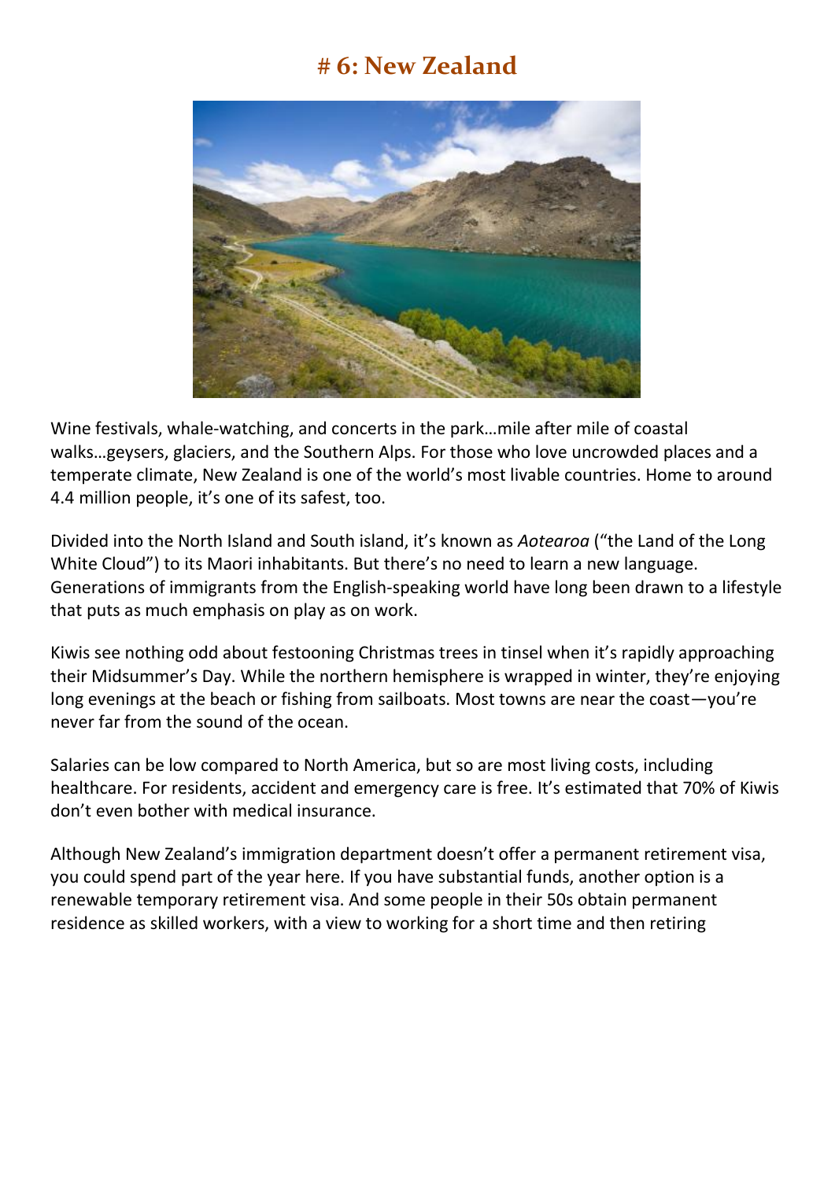# # 6: New Zealand

Wine festivals, whale-watching, and concerts in the park…mile after mile of coastal walks…geysers, glaciers, and the Southern Alps. For those who love uncrowded places and a temperate climate, New Zealand is one of the world's most livable countries. Home to around 4.4 million people, it's one of its safest, too.

Divided into the North Island and South island, it's known as *Aotearoa* ("the Land of the Long White Cloud") to its Maori inhabitants. But there's no need to learn a new language. Generations of immigrants from the English-speaking world have long been drawn to a lifestyle that puts as much emphasis on play as on work.

Kiwis see nothing odd about festooning Christmas trees in tinsel when it's rapidly approaching their Midsummer's Day. While the northern hemisphere is wrapped in winter, they're enjoying long evenings at the beach or fishing from sailboats. Most towns are near the coast—you're never far from the sound of the ocean.

Salaries can be low compared to North America, but so are most living costs, including healthcare. For residents, accident and emergency care is free. It's estimated that 70% of Kiwis don't even bother with medical insurance.

Although New Zealand's immigration department doesn't offer a permanent retirement visa, you could spend part of the year here. If you have substantial funds, another option is a renewable temporary retirement visa. And some people in their 50s obtain permanent residence as skilled workers, with a view to working for a short time and then retiring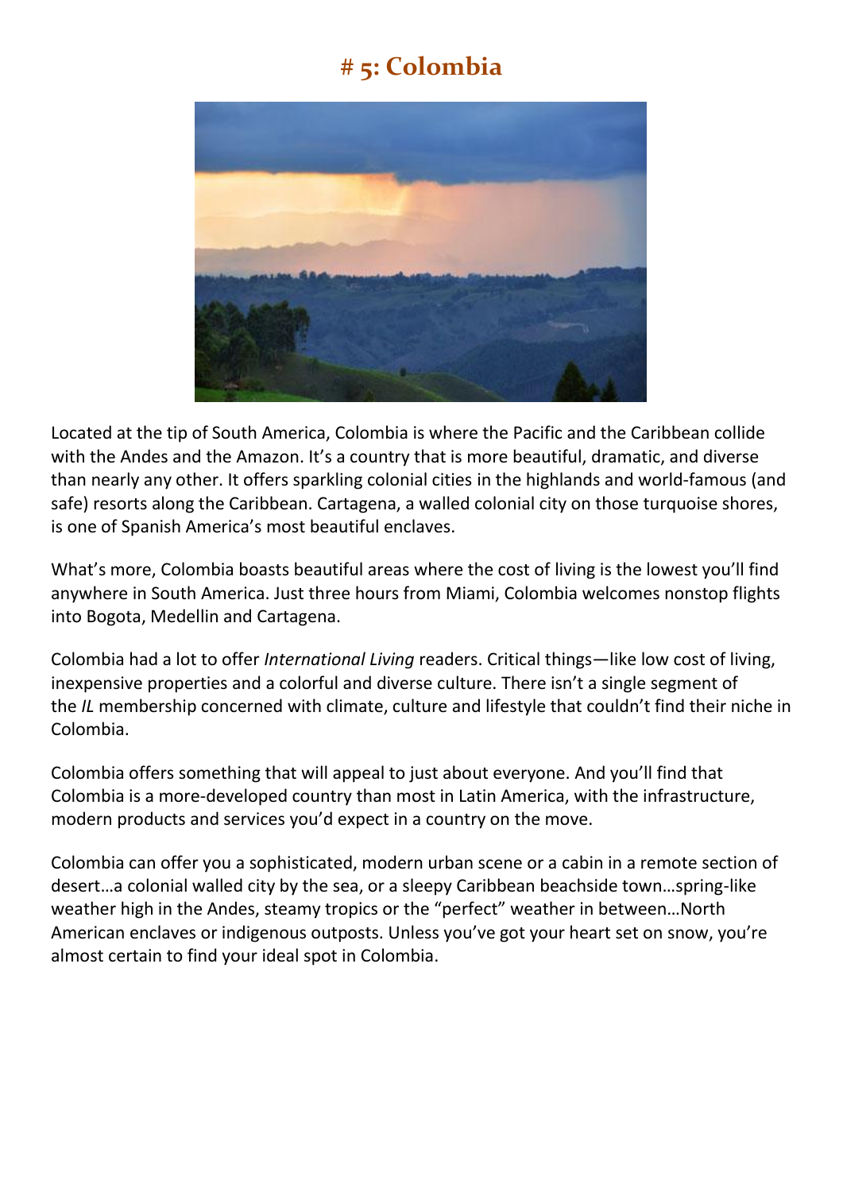# # 5: Colombia

Located at the tip of South America, Colombia is where the Pacific and the Caribbean collide with the Andes and the Amazon. It's a country that is more beautiful, dramatic, and diverse than nearly any other. It offers sparkling colonial cities in the highlands and world-famous (and safe) resorts along the Caribbean. Cartagena, a walled colonial city on those turquoise shores, is one of Spanish America's most beautiful enclaves.

What's more, Colombia boasts beautiful areas where the cost of living is the lowest you'll find anywhere in South America. Just three hours from Miami, Colombia welcomes nonstop flights into Bogota, Medellin and Cartagena.

Colombia had a lot to offer *International Living* readers. Critical things—like low cost of living, inexpensive properties and a colorful and diverse culture. There isn't a single segment of the *IL* membership concerned with climate, culture and lifestyle that couldn't find their niche in Colombia.

Colombia offers something that will appeal to just about everyone. And you'll find that Colombia is a more-developed country than most in Latin America, with the infrastructure, modern products and services you'd expect in a country on the move.

Colombia can offer you a sophisticated, modern urban scene or a cabin in a remote section of desert…a colonial walled city by the sea, or a sleepy Caribbean beachside town…spring-like weather high in the Andes, steamy tropics or the "perfect" weather in between…North American enclaves or indigenous outposts. Unless you've got your heart set on snow, you're almost certain to find your ideal spot in Colombia.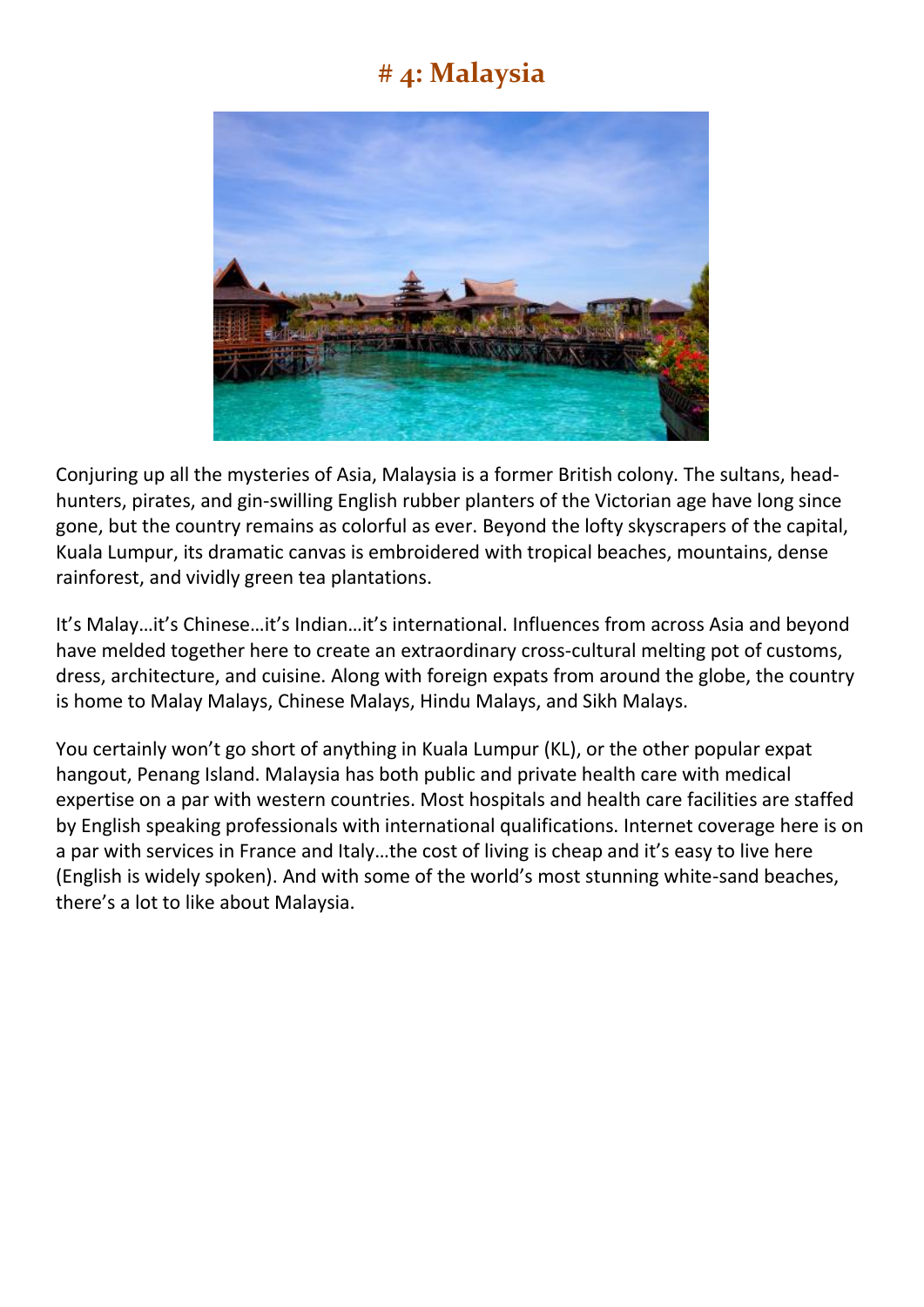# # 4: Malaysia

Conjuring up all the mysteries of Asia, Malaysia is a former British colony. The sultans, head-hunters, pirates, and gin-swilling English rubber planters of the Victorian age have long since gone, but the country remains as colorful as ever. Beyond the lofty skyscrapers of the capital, Kuala Lumpur, its dramatic canvas is embroidered with tropical beaches, mountains, dense rainforest, and vividly green tea plantations.

It's Malay…it's Chinese…it's Indian…it's international. Influences from across Asia and beyond have melded together here to create an extraordinary cross-cultural melting pot of customs, dress, architecture, and cuisine. Along with foreign expats from around the globe, the country is home to Malay Malays, Chinese Malays, Hindu Malays, and Sikh Malays.

You certainly won't go short of anything in Kuala Lumpur (KL), or the other popular expat hangout, Penang Island. Malaysia has both public and private health care with medical expertise on a par with western countries. Most hospitals and health care facilities are staffed by English speaking professionals with international qualifications. Internet coverage here is on a par with services in France and Italy…the cost of living is cheap and it's easy to live here (English is widely spoken). And with some of the world's most stunning white-sand beaches, there's a lot to like about Malaysia.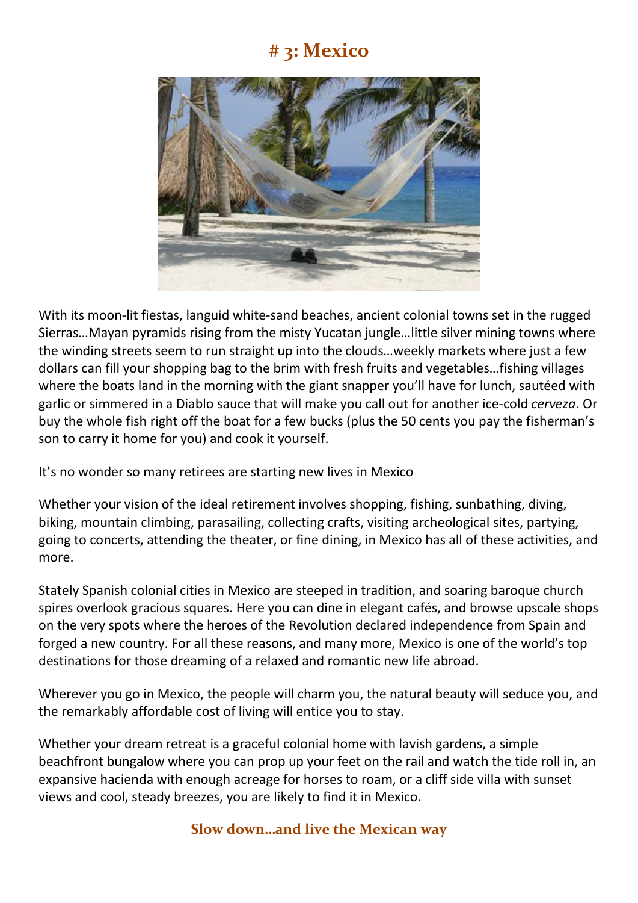# # 3: Mexico

With its moon-lit fiestas, languid white-sand beaches, ancient colonial towns set in the rugged Sierras…Mayan pyramids rising from the misty Yucatan jungle…little silver mining towns where the winding streets seem to run straight up into the clouds…weekly markets where just a few dollars can fill your shopping bag to the brim with fresh fruits and vegetables…fishing villages where the boats land in the morning with the giant snapper you'll have for lunch, sautéed with garlic or simmered in a Diablo sauce that will make you call out for another ice-cold *cerveza*. Or buy the whole fish right off the boat for a few bucks (plus the 50 cents you pay the fisherman's son to carry it home for you) and cook it yourself.

It's no wonder so many retirees are starting new lives in Mexico

Whether your vision of the ideal retirement involves shopping, fishing, sunbathing, diving, biking, mountain climbing, parasailing, collecting crafts, visiting archeological sites, partying, going to concerts, attending the theater, or fine dining, in Mexico has all of these activities, and more.

Stately Spanish colonial cities in Mexico are steeped in tradition, and soaring baroque church spires overlook gracious squares. Here you can dine in elegant cafés, and browse upscale shops on the very spots where the heroes of the Revolution declared independence from Spain and forged a new country. For all these reasons, and many more, Mexico is one of the world's top destinations for those dreaming of a relaxed and romantic new life abroad.

Wherever you go in Mexico, the people will charm you, the natural beauty will seduce you, and the remarkably affordable cost of living will entice you to stay.

Whether your dream retreat is a graceful colonial home with lavish gardens, a simple beachfront bungalow where you can prop up your feet on the rail and watch the tide roll in, an expansive hacienda with enough acreage for horses to roam, or a cliff side villa with sunset views and cool, steady breezes, you are likely to find it in Mexico.

## Slow down…and live the Mexican way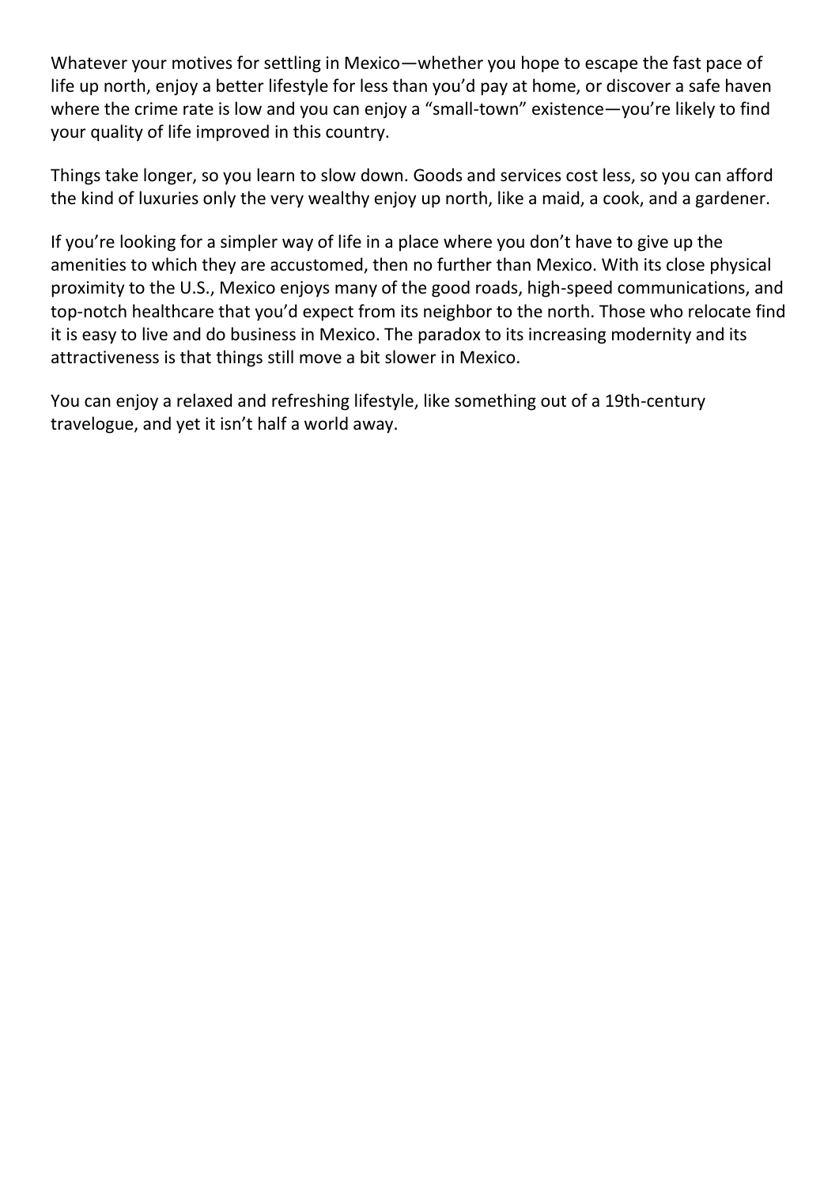Whatever your motives for settling in Mexico—whether you hope to escape the fast pace of life up north, enjoy a better lifestyle for less than you'd pay at home, or discover a safe haven where the crime rate is low and you can enjoy a "small-town" existence—you're likely to find your quality of life improved in this country.

Things take longer, so you learn to slow down. Goods and services cost less, so you can afford the kind of luxuries only the very wealthy enjoy up north, like a maid, a cook, and a gardener.

If you're looking for a simpler way of life in a place where you don't have to give up the amenities to which they are accustomed, then no further than Mexico. With its close physical proximity to the U.S., Mexico enjoys many of the good roads, high-speed communications, and top-notch healthcare that you'd expect from its neighbor to the north. Those who relocate find it is easy to live and do business in Mexico. The paradox to its increasing modernity and its attractiveness is that things still move a bit slower in Mexico.

You can enjoy a relaxed and refreshing lifestyle, like something out of a 19th-century travelogue, and yet it isn't half a world away.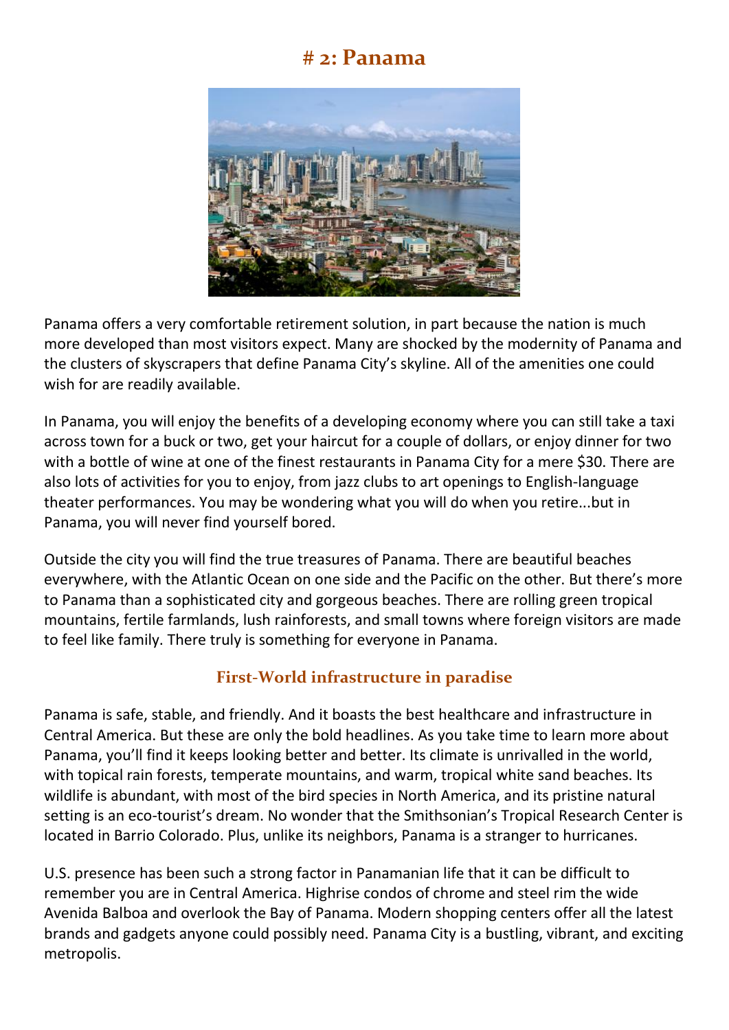# # 2: Panama

Panama offers a very comfortable retirement solution, in part because the nation is much more developed than most visitors expect. Many are shocked by the modernity of Panama and the clusters of skyscrapers that define Panama City's skyline. All of the amenities one could wish for are readily available.

In Panama, you will enjoy the benefits of a developing economy where you can still take a taxi across town for a buck or two, get your haircut for a couple of dollars, or enjoy dinner for two with a bottle of wine at one of the finest restaurants in Panama City for a mere $30. There are also lots of activities for you to enjoy, from jazz clubs to art openings to English-language theater performances. You may be wondering what you will do when you retire...but in Panama, you will never find yourself bored.

Outside the city you will find the true treasures of Panama. There are beautiful beaches everywhere, with the Atlantic Ocean on one side and the Pacific on the other. But there's more to Panama than a sophisticated city and gorgeous beaches. There are rolling green tropical mountains, fertile farmlands, lush rainforests, and small towns where foreign visitors are made to feel like family. There truly is something for everyone in Panama.

## First-World infrastructure in paradise

Panama is safe, stable, and friendly. And it boasts the best healthcare and infrastructure in Central America. But these are only the bold headlines. As you take time to learn more about Panama, you'll find it keeps looking better and better. Its climate is unrivalled in the world, with topical rain forests, temperate mountains, and warm, tropical white sand beaches. Its wildlife is abundant, with most of the bird species in North America, and its pristine natural setting is an eco-tourist's dream. No wonder that the Smithsonian's Tropical Research Center is located in Barrio Colorado. Plus, unlike its neighbors, Panama is a stranger to hurricanes.

U.S. presence has been such a strong factor in Panamanian life that it can be difficult to remember you are in Central America. Highrise condos of chrome and steel rim the wide Avenida Balboa and overlook the Bay of Panama. Modern shopping centers offer all the latest brands and gadgets anyone could possibly need. Panama City is a bustling, vibrant, and exciting metropolis.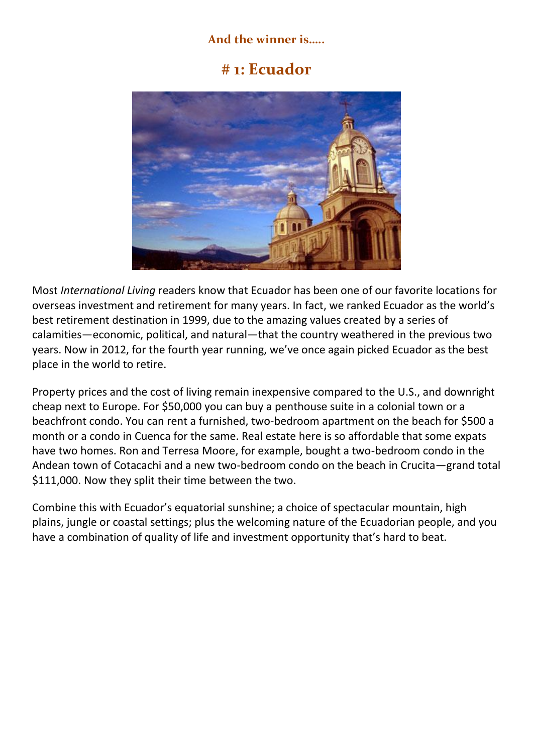**And the winner is…..**

# # 1: Ecuador

Most *International Living* readers know that Ecuador has been one of our favorite locations for overseas investment and retirement for many years. In fact, we ranked Ecuador as the world's best retirement destination in 1999, due to the amazing values created by a series of calamities—economic, political, and natural—that the country weathered in the previous two years. Now in 2012, for the fourth year running, we've once again picked Ecuador as the best place in the world to retire.

Property prices and the cost of living remain inexpensive compared to the U.S., and downright cheap next to Europe. For $50,000 you can buy a penthouse suite in a colonial town or a beachfront condo. You can rent a furnished, two-bedroom apartment on the beach for $500 a month or a condo in Cuenca for the same. Real estate here is so affordable that some expats have two homes. Ron and Terresa Moore, for example, bought a two-bedroom condo in the Andean town of Cotacachi and a new two-bedroom condo on the beach in Crucita—grand total $111,000. Now they split their time between the two.

Combine this with Ecuador's equatorial sunshine; a choice of spectacular mountain, high plains, jungle or coastal settings; plus the welcoming nature of the Ecuadorian people, and you have a combination of quality of life and investment opportunity that's hard to beat.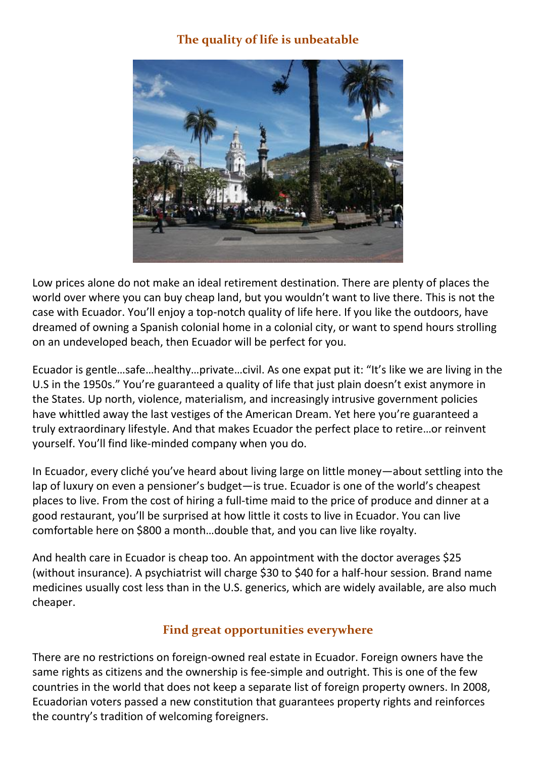## The quality of life is unbeatable

Low prices alone do not make an ideal retirement destination. There are plenty of places the world over where you can buy cheap land, but you wouldn't want to live there. This is not the case with Ecuador. You'll enjoy a top-notch quality of life here. If you like the outdoors, have dreamed of owning a Spanish colonial home in a colonial city, or want to spend hours strolling on an undeveloped beach, then Ecuador will be perfect for you.

Ecuador is gentle…safe…healthy…private…civil. As one expat put it: "It's like we are living in the U.S in the 1950s." You're guaranteed a quality of life that just plain doesn't exist anymore in the States. Up north, violence, materialism, and increasingly intrusive government policies have whittled away the last vestiges of the American Dream. Yet here you're guaranteed a truly extraordinary lifestyle. And that makes Ecuador the perfect place to retire…or reinvent yourself. You'll find like-minded company when you do.

In Ecuador, every cliché you've heard about living large on little money—about settling into the lap of luxury on even a pensioner's budget—is true. Ecuador is one of the world's cheapest places to live. From the cost of hiring a full-time maid to the price of produce and dinner at a good restaurant, you'll be surprised at how little it costs to live in Ecuador. You can live comfortable here on $800 a month…double that, and you can live like royalty.

And health care in Ecuador is cheap too. An appointment with the doctor averages $25 (without insurance). A psychiatrist will charge $30 to $40 for a half-hour session. Brand name medicines usually cost less than in the U.S. generics, which are widely available, are also much cheaper.

## Find great opportunities everywhere

There are no restrictions on foreign-owned real estate in Ecuador. Foreign owners have the same rights as citizens and the ownership is fee-simple and outright. This is one of the few countries in the world that does not keep a separate list of foreign property owners. In 2008, Ecuadorian voters passed a new constitution that guarantees property rights and reinforces the country's tradition of welcoming foreigners.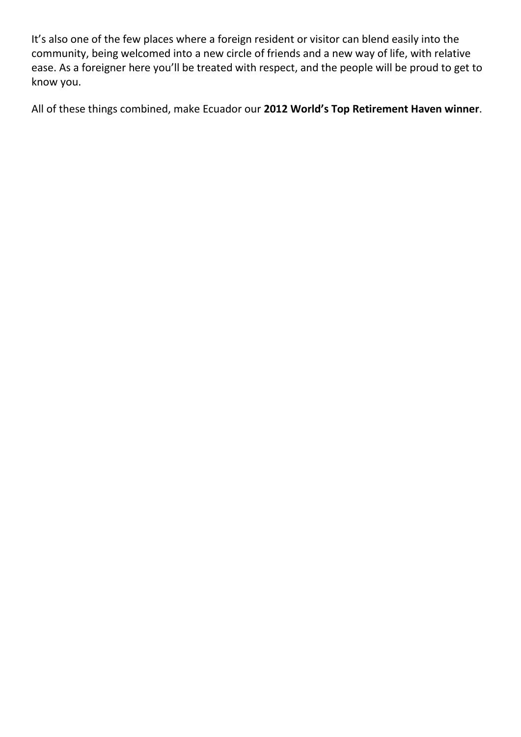It's also one of the few places where a foreign resident or visitor can blend easily into the community, being welcomed into a new circle of friends and a new way of life, with relative ease. As a foreigner here you'll be treated with respect, and the people will be proud to get to know you.

All of these things combined, make Ecuador our **2012 World's Top Retirement Haven winner**.